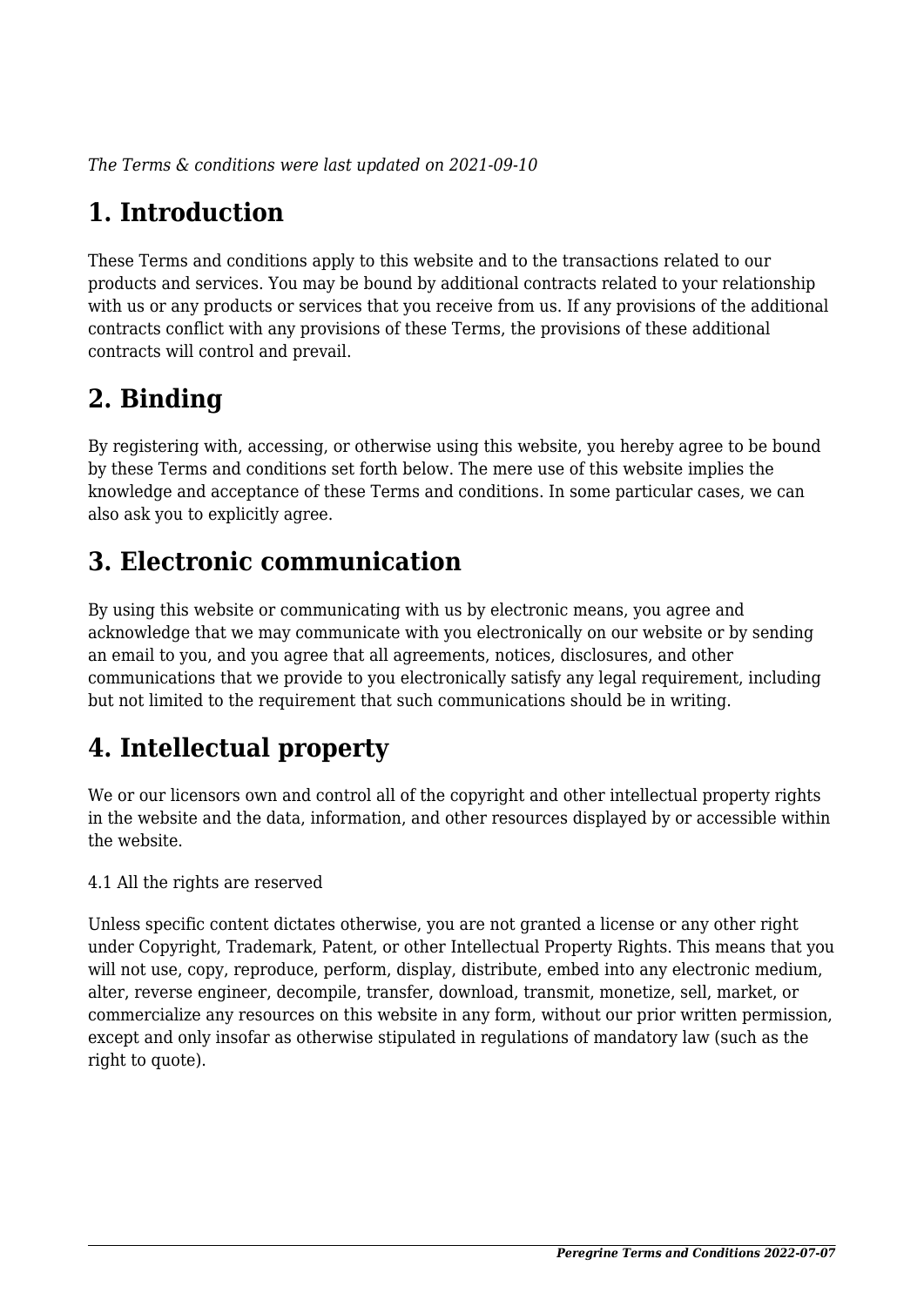*The Terms & conditions were last updated on 2021-09-10*

# 1. Introduction

These Terms and conditions apply to this website and to the transactions related to our products and services. You may be bound by additional contracts related to your relationship with us or any products or services that you receive from us. If any provisions of the additional contracts conflict with any provisions of these Terms, the provisions of these additional contracts will control and prevail.

# 2. Binding

By registering with, accessing, or otherwise using this website, you hereby agree to be bound by these Terms and conditions set forth below. The mere use of this website implies the knowledge and acceptance of these Terms and conditions. In some particular cases, we can also ask you to explicitly agree.

# 3. Electronic communication

By using this website or communicating with us by electronic means, you agree and acknowledge that we may communicate with you electronically on our website or by sending an email to you, and you agree that all agreements, notices, disclosures, and other communications that we provide to you electronically satisfy any legal requirement, including but not limited to the requirement that such communications should be in writing.

# 4. Intellectual property

We or our licensors own and control all of the copyright and other intellectual property rights in the website and the data, information, and other resources displayed by or accessible within the website.

4.1 All the rights are reserved

Unless specific content dictates otherwise, you are not granted a license or any other right under Copyright, Trademark, Patent, or other Intellectual Property Rights. This means that you will not use, copy, reproduce, perform, display, distribute, embed into any electronic medium, alter, reverse engineer, decompile, transfer, download, transmit, monetize, sell, market, or commercialize any resources on this website in any form, without our prior written permission, except and only insofar as otherwise stipulated in regulations of mandatory law (such as the right to quote).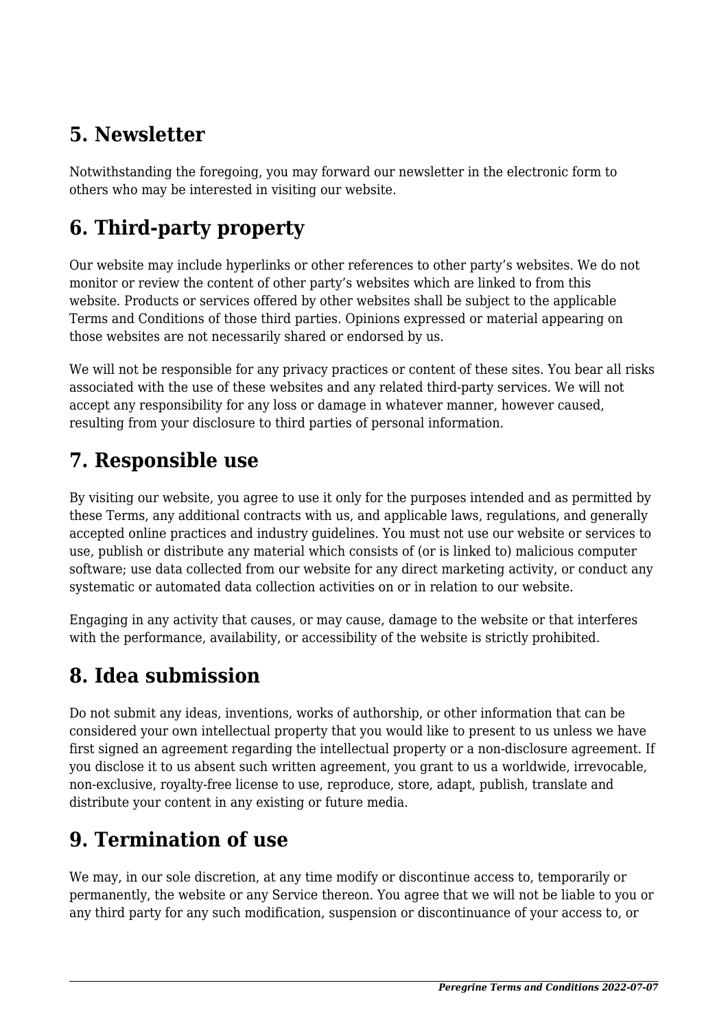## 5. Newsletter

Notwithstanding the foregoing, you may forward our newsletter in the electronic form to others who may be interested in visiting our website.

## 6. Third-party property

Our website may include hyperlinks or other references to other party's websites. We do not monitor or review the content of other party's websites which are linked to from this website. Products or services offered by other websites shall be subject to the applicable Terms and Conditions of those third parties. Opinions expressed or material appearing on those websites are not necessarily shared or endorsed by us.

We will not be responsible for any privacy practices or content of these sites. You bear all risks associated with the use of these websites and any related third-party services. We will not accept any responsibility for any loss or damage in whatever manner, however caused, resulting from your disclosure to third parties of personal information.

## 7. Responsible use

By visiting our website, you agree to use it only for the purposes intended and as permitted by these Terms, any additional contracts with us, and applicable laws, regulations, and generally accepted online practices and industry guidelines. You must not use our website or services to use, publish or distribute any material which consists of (or is linked to) malicious computer software; use data collected from our website for any direct marketing activity, or conduct any systematic or automated data collection activities on or in relation to our website.

Engaging in any activity that causes, or may cause, damage to the website or that interferes with the performance, availability, or accessibility of the website is strictly prohibited.

## 8. Idea submission

Do not submit any ideas, inventions, works of authorship, or other information that can be considered your own intellectual property that you would like to present to us unless we have first signed an agreement regarding the intellectual property or a non-disclosure agreement. If you disclose it to us absent such written agreement, you grant to us a worldwide, irrevocable, non-exclusive, royalty-free license to use, reproduce, store, adapt, publish, translate and distribute your content in any existing or future media.

## 9. Termination of use

We may, in our sole discretion, at any time modify or discontinue access to, temporarily or permanently, the website or any Service thereon. You agree that we will not be liable to you or any third party for any such modification, suspension or discontinuance of your access to, or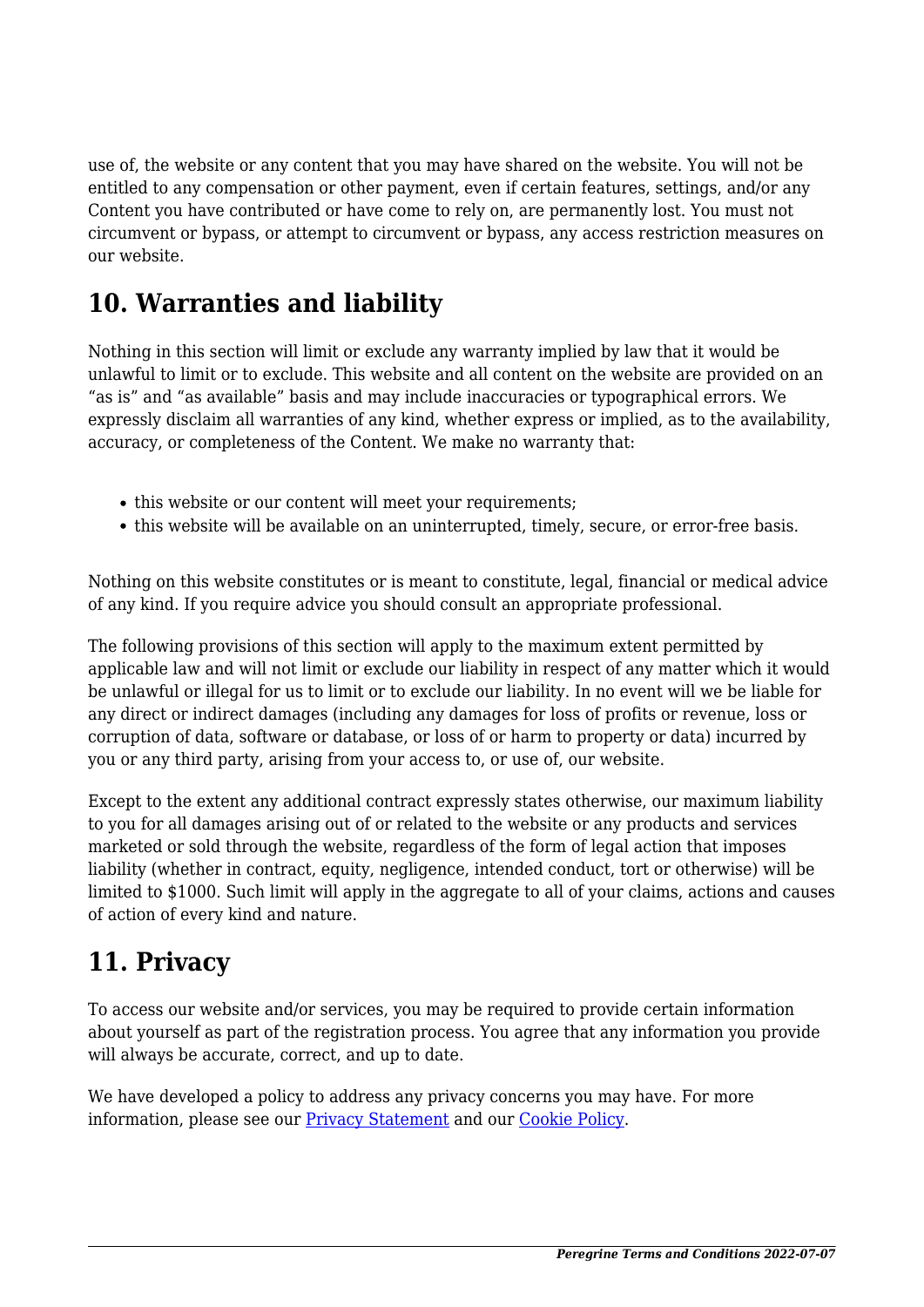use of, the website or any content that you may have shared on the website. You will not be entitled to any compensation or other payment, even if certain features, settings, and/or any Content you have contributed or have come to rely on, are permanently lost. You must not circumvent or bypass, or attempt to circumvent or bypass, any access restriction measures on our website.

## 10. Warranties and liability

Nothing in this section will limit or exclude any warranty implied by law that it would be unlawful to limit or to exclude. This website and all content on the website are provided on an "as is" and "as available" basis and may include inaccuracies or typographical errors. We expressly disclaim all warranties of any kind, whether express or implied, as to the availability, accuracy, or completeness of the Content. We make no warranty that:

- this website or our content will meet your requirements;
- this website will be available on an uninterrupted, timely, secure, or error-free basis.

Nothing on this website constitutes or is meant to constitute, legal, financial or medical advice of any kind. If you require advice you should consult an appropriate professional.

The following provisions of this section will apply to the maximum extent permitted by applicable law and will not limit or exclude our liability in respect of any matter which it would be unlawful or illegal for us to limit or to exclude our liability. In no event will we be liable for any direct or indirect damages (including any damages for loss of profits or revenue, loss or corruption of data, software or database, or loss of or harm to property or data) incurred by you or any third party, arising from your access to, or use of, our website.

Except to the extent any additional contract expressly states otherwise, our maximum liability to you for all damages arising out of or related to the website or any products and services marketed or sold through the website, regardless of the form of legal action that imposes liability (whether in contract, equity, negligence, intended conduct, tort or otherwise) will be limited to $1000. Such limit will apply in the aggregate to all of your claims, actions and causes of action of every kind and nature.

## 11. Privacy

To access our website and/or services, you may be required to provide certain information about yourself as part of the registration process. You agree that any information you provide will always be accurate, correct, and up to date.

We have developed a policy to address any privacy concerns you may have. For more information, please see our [Privacy Statement] and our [Cookie Policy].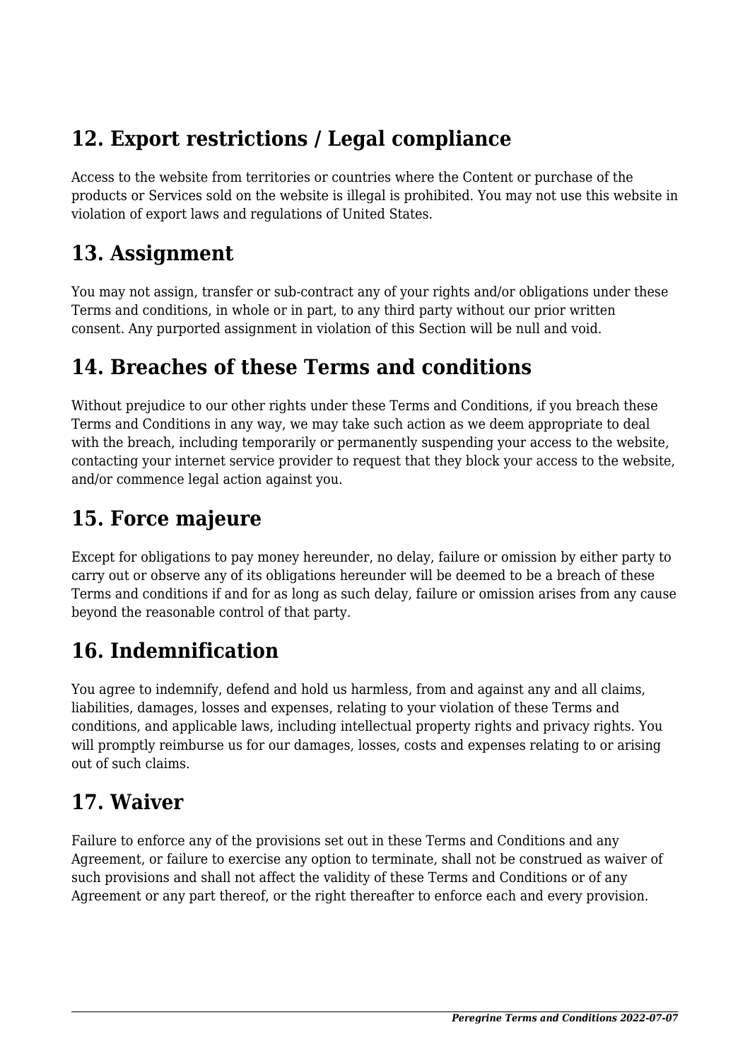## 12. Export restrictions / Legal compliance

Access to the website from territories or countries where the Content or purchase of the products or Services sold on the website is illegal is prohibited. You may not use this website in violation of export laws and regulations of United States.

## 13. Assignment

You may not assign, transfer or sub-contract any of your rights and/or obligations under these Terms and conditions, in whole or in part, to any third party without our prior written consent. Any purported assignment in violation of this Section will be null and void.

## 14. Breaches of these Terms and conditions

Without prejudice to our other rights under these Terms and Conditions, if you breach these Terms and Conditions in any way, we may take such action as we deem appropriate to deal with the breach, including temporarily or permanently suspending your access to the website, contacting your internet service provider to request that they block your access to the website, and/or commence legal action against you.

## 15. Force majeure

Except for obligations to pay money hereunder, no delay, failure or omission by either party to carry out or observe any of its obligations hereunder will be deemed to be a breach of these Terms and conditions if and for as long as such delay, failure or omission arises from any cause beyond the reasonable control of that party.

## 16. Indemnification

You agree to indemnify, defend and hold us harmless, from and against any and all claims, liabilities, damages, losses and expenses, relating to your violation of these Terms and conditions, and applicable laws, including intellectual property rights and privacy rights. You will promptly reimburse us for our damages, losses, costs and expenses relating to or arising out of such claims.

## 17. Waiver

Failure to enforce any of the provisions set out in these Terms and Conditions and any Agreement, or failure to exercise any option to terminate, shall not be construed as waiver of such provisions and shall not affect the validity of these Terms and Conditions or of any Agreement or any part thereof, or the right thereafter to enforce each and every provision.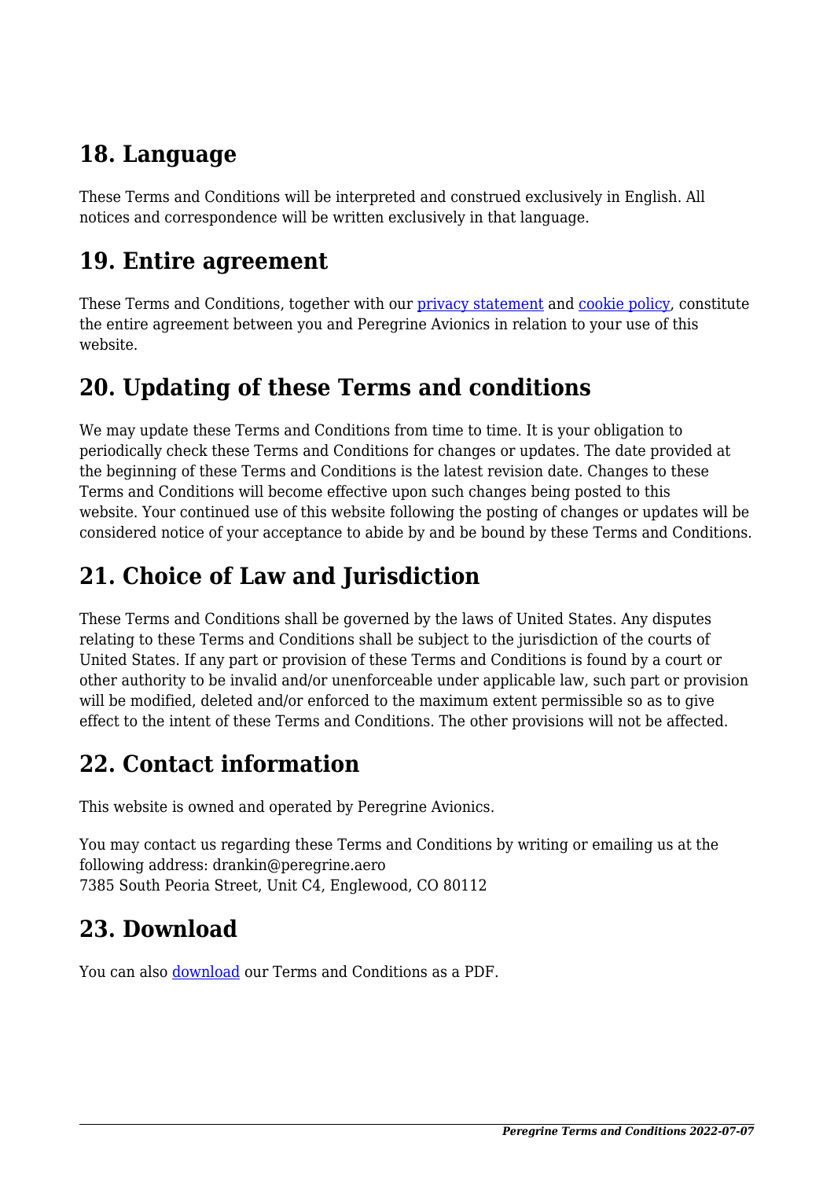## 18. Language

These Terms and Conditions will be interpreted and construed exclusively in English. All notices and correspondence will be written exclusively in that language.

## 19. Entire agreement

These Terms and Conditions, together with our privacy statement and cookie policy, constitute the entire agreement between you and Peregrine Avionics in relation to your use of this website.

## 20. Updating of these Terms and conditions

We may update these Terms and Conditions from time to time. It is your obligation to periodically check these Terms and Conditions for changes or updates. The date provided at the beginning of these Terms and Conditions is the latest revision date. Changes to these Terms and Conditions will become effective upon such changes being posted to this website. Your continued use of this website following the posting of changes or updates will be considered notice of your acceptance to abide by and be bound by these Terms and Conditions.

## 21. Choice of Law and Jurisdiction

These Terms and Conditions shall be governed by the laws of United States. Any disputes relating to these Terms and Conditions shall be subject to the jurisdiction of the courts of United States. If any part or provision of these Terms and Conditions is found by a court or other authority to be invalid and/or unenforceable under applicable law, such part or provision will be modified, deleted and/or enforced to the maximum extent permissible so as to give effect to the intent of these Terms and Conditions. The other provisions will not be affected.

## 22. Contact information

This website is owned and operated by Peregrine Avionics.

You may contact us regarding these Terms and Conditions by writing or emailing us at the following address: drankin@peregrine.aero
7385 South Peoria Street, Unit C4, Englewood, CO 80112

## 23. Download

You can also download our Terms and Conditions as a PDF.